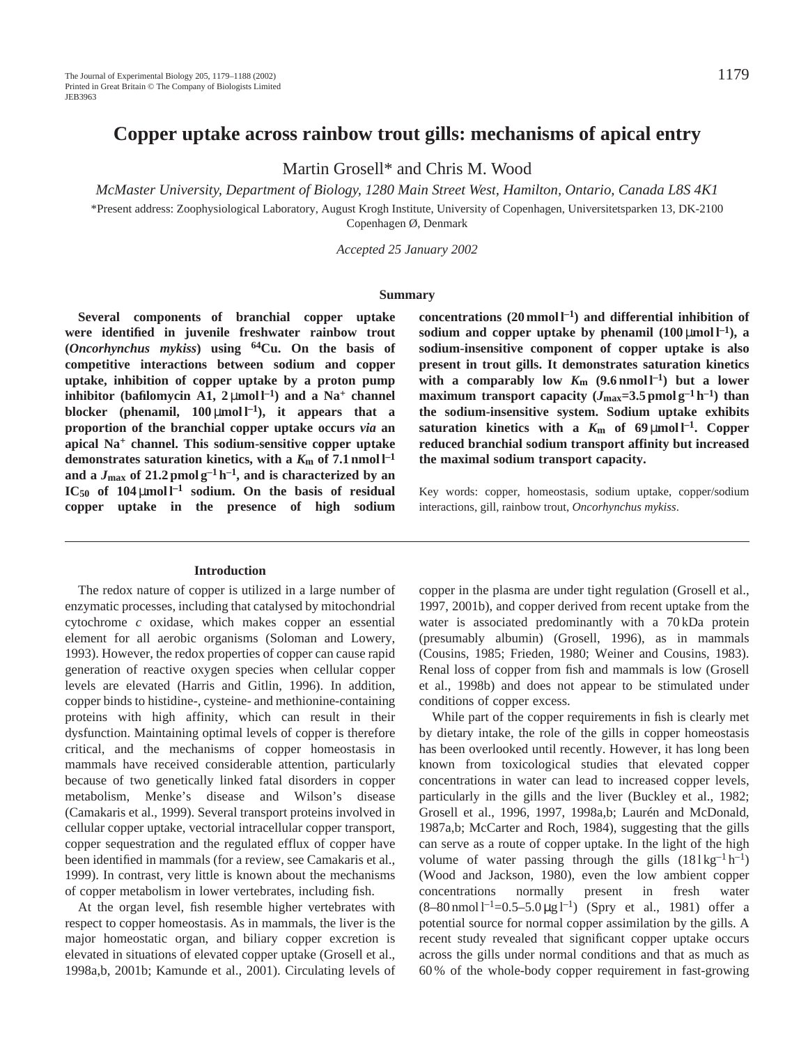# Copper uptake across rainbow trout gills: mechanisms of apical entry

Martin Grosell* and Chris M. Wood

*McMaster University, Department of Biology, 1280 Main Street West, Hamilton, Ontario, Canada L8S 4K1*

*Present address: Zoophysiological Laboratory, August Krogh Institute, University of Copenhagen, Universitetsparken 13, DK-2100 Copenhagen Ø, Denmark

*Accepted 25 January 2002*

## Summary

**Several components of branchial copper uptake were identified in juvenile freshwater rainbow trout (*Oncorhynchus mykiss*) using $^{64}$Cu. On the basis of competitive interactions between sodium and copper uptake, inhibition of copper uptake by a proton pump inhibitor (bafilomycin A1, 2 μmol l$^{-1}$) and a Na$^+$ channel blocker (phenamil, 100 μmol l$^{-1}$), it appears that a proportion of the branchial copper uptake occurs *via* an apical Na$^+$ channel. This sodium-sensitive copper uptake demonstrates saturation kinetics, with a $K_m$ of 7.1 nmol l$^{-1}$ and a $J_{max}$ of 21.2 pmol g$^{-1}$ h$^{-1}$, and is characterized by an IC$_{50}$ of 104 μmol l$^{-1}$ sodium. On the basis of residual copper uptake in the presence of high sodium concentrations (20 mmol l$^{-1}$) and differential inhibition of sodium and copper uptake by phenamil (100 μmol l$^{-1}$), a sodium-insensitive component of copper uptake is also present in trout gills. It demonstrates saturation kinetics with a comparably low $K_m$ (9.6 nmol l$^{-1}$) but a lower maximum transport capacity ($J_{max}$=3.5 pmol g$^{-1}$ h$^{-1}$) than the sodium-insensitive system. Sodium uptake exhibits saturation kinetics with a $K_m$ of 69 μmol l$^{-1}$. Copper reduced branchial sodium transport affinity but increased the maximal sodium transport capacity.**

Key words: copper, homeostasis, sodium uptake, copper/sodium interactions, gill, rainbow trout, *Oncorhynchus mykiss*.

## Introduction

The redox nature of copper is utilized in a large number of enzymatic processes, including that catalysed by mitochondrial cytochrome *c* oxidase, which makes copper an essential element for all aerobic organisms (Soloman and Lowery, 1993). However, the redox properties of copper can cause rapid generation of reactive oxygen species when cellular copper levels are elevated (Harris and Gitlin, 1996). In addition, copper binds to histidine-, cysteine- and methionine-containing proteins with high affinity, which can result in their dysfunction. Maintaining optimal levels of copper is therefore critical, and the mechanisms of copper homeostasis in mammals have received considerable attention, particularly because of two genetically linked fatal disorders in copper metabolism, Menke's disease and Wilson's disease (Camakaris et al., 1999). Several transport proteins involved in cellular copper uptake, vectorial intracellular copper transport, copper sequestration and the regulated efflux of copper have been identified in mammals (for a review, see Camakaris et al., 1999). In contrast, very little is known about the mechanisms of copper metabolism in lower vertebrates, including fish.

At the organ level, fish resemble higher vertebrates with respect to copper homeostasis. As in mammals, the liver is the major homeostatic organ, and biliary copper excretion is elevated in situations of elevated copper uptake (Grosell et al., 1998a,b, 2001b; Kamunde et al., 2001). Circulating levels of copper in the plasma are under tight regulation (Grosell et al., 1997, 2001b), and copper derived from recent uptake from the water is associated predominantly with a 70 kDa protein (presumably albumin) (Grosell, 1996), as in mammals (Cousins, 1985; Frieden, 1980; Weiner and Cousins, 1983). Renal loss of copper from fish and mammals is low (Grosell et al., 1998b) and does not appear to be stimulated under conditions of copper excess.

While part of the copper requirements in fish is clearly met by dietary intake, the role of the gills in copper homeostasis has been overlooked until recently. However, it has long been known from toxicological studies that elevated copper concentrations in water can lead to increased copper levels, particularly in the gills and the liver (Buckley et al., 1982; Grosell et al., 1996, 1997, 1998a,b; Laurén and McDonald, 1987a,b; McCarter and Roch, 1984), suggesting that the gills can serve as a route of copper uptake. In the light of the high volume of water passing through the gills (18 l kg$^{-1}$ h$^{-1}$) (Wood and Jackson, 1980), even the low ambient copper concentrations normally present in fresh water (8–80 nmol l$^{-1}$=0.5–5.0 μg l$^{-1}$) (Spry et al., 1981) offer a potential source for normal copper assimilation by the gills. A recent study revealed that significant copper uptake occurs across the gills under normal conditions and that as much as 60 % of the whole-body copper requirement in fast-growing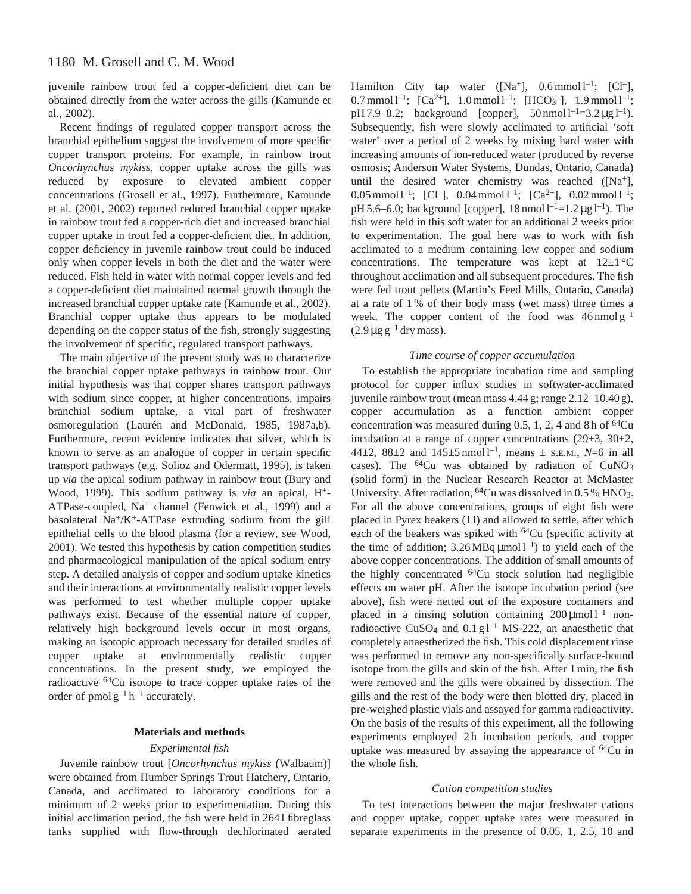juvenile rainbow trout fed a copper-deficient diet can be obtained directly from the water across the gills (Kamunde et al., 2002).

Recent findings of regulated copper transport across the branchial epithelium suggest the involvement of more specific copper transport proteins. For example, in rainbow trout *Oncorhynchus mykiss*, copper uptake across the gills was reduced by exposure to elevated ambient copper concentrations (Grosell et al., 1997). Furthermore, Kamunde et al. (2001, 2002) reported reduced branchial copper uptake in rainbow trout fed a copper-rich diet and increased branchial copper uptake in trout fed a copper-deficient diet. In addition, copper deficiency in juvenile rainbow trout could be induced only when copper levels in both the diet and the water were reduced. Fish held in water with normal copper levels and fed a copper-deficient diet maintained normal growth through the increased branchial copper uptake rate (Kamunde et al., 2002). Branchial copper uptake thus appears to be modulated depending on the copper status of the fish, strongly suggesting the involvement of specific, regulated transport pathways.

The main objective of the present study was to characterize the branchial copper uptake pathways in rainbow trout. Our initial hypothesis was that copper shares transport pathways with sodium since copper, at higher concentrations, impairs branchial sodium uptake, a vital part of freshwater osmoregulation (Laurén and McDonald, 1985, 1987a,b). Furthermore, recent evidence indicates that silver, which is known to serve as an analogue of copper in certain specific transport pathways (e.g. Solioz and Odermatt, 1995), is taken up *via* the apical sodium pathway in rainbow trout (Bury and Wood, 1999). This sodium pathway is *via* an apical, $H^+$-ATPase-coupled, $Na^+$ channel (Fenwick et al., 1999) and a basolateral $Na^+$/$K^+$-ATPase extruding sodium from the gill epithelial cells to the blood plasma (for a review, see Wood, 2001). We tested this hypothesis by cation competition studies and pharmacological manipulation of the apical sodium entry step. A detailed analysis of copper and sodium uptake kinetics and their interactions at environmentally realistic copper levels was performed to test whether multiple copper uptake pathways exist. Because of the essential nature of copper, relatively high background levels occur in most organs, making an isotopic approach necessary for detailed studies of copper uptake at environmentally realistic copper concentrations. In the present study, we employed the radioactive $^{64}$Cu isotope to trace copper uptake rates of the order of pmol $g^{-1}$ $h^{-1}$ accurately.

## Materials and methods

### *Experimental fish*

Juvenile rainbow trout [*Oncorhynchus mykiss* (Walbaum)] were obtained from Humber Springs Trout Hatchery, Ontario, Canada, and acclimated to laboratory conditions for a minimum of 2 weeks prior to experimentation. During this initial acclimation period, the fish were held in 264 l fibreglass tanks supplied with flow-through dechlorinated aerated Hamilton City tap water ([$Na^+$], 0.6 mmol $l^{-1}$; [$Cl^-$], 0.7 mmol $l^{-1}$; [$Ca^{2+}$], 1.0 mmol $l^{-1}$; [$HCO_3^-$], 1.9 mmol $l^{-1}$; pH 7.9–8.2; background [copper], 50 nmol $l^{-1}$=3.2 μg $l^{-1}$). Subsequently, fish were slowly acclimated to artificial 'soft water' over a period of 2 weeks by mixing hard water with increasing amounts of ion-reduced water (produced by reverse osmosis; Anderson Water Systems, Dundas, Ontario, Canada) until the desired water chemistry was reached ([$Na^+$], 0.05 mmol $l^{-1}$; [$Cl^-$], 0.04 mmol $l^{-1}$; [$Ca^{2+}$], 0.02 mmol $l^{-1}$; pH 5.6–6.0; background [copper], 18 nmol $l^{-1}$=1.2 μg $l^{-1}$). The fish were held in this soft water for an additional 2 weeks prior to experimentation. The goal here was to work with fish acclimated to a medium containing low copper and sodium concentrations. The temperature was kept at 12±1 °C throughout acclimation and all subsequent procedures. The fish were fed trout pellets (Martin's Feed Mills, Ontario, Canada) at a rate of 1 % of their body mass (wet mass) three times a week. The copper content of the food was 46 nmol $g^{-1}$ (2.9 μg $g^{-1}$ dry mass).

### *Time course of copper accumulation*

To establish the appropriate incubation time and sampling protocol for copper influx studies in softwater-acclimated juvenile rainbow trout (mean mass 4.44 g; range 2.12–10.40 g), copper accumulation as a function ambient copper concentration was measured during 0.5, 1, 2, 4 and 8 h of $^{64}$Cu incubation at a range of copper concentrations (29±3, 30±2, 44±2, 88±2 and 145±5 nmol $l^{-1}$, means ± S.E.M., $N$=6 in all cases). The $^{64}$Cu was obtained by radiation of $CuNO_3$ (solid form) in the Nuclear Research Reactor at McMaster University. After radiation, $^{64}$Cu was dissolved in 0.5 % $HNO_3$. For all the above concentrations, groups of eight fish were placed in Pyrex beakers (1 l) and allowed to settle, after which each of the beakers was spiked with $^{64}$Cu (specific activity at the time of addition; 3.26 MBq μmol $l^{-1}$) to yield each of the above copper concentrations. The addition of small amounts of the highly concentrated $^{64}$Cu stock solution had negligible effects on water pH. After the isotope incubation period (see above), fish were netted out of the exposure containers and placed in a rinsing solution containing 200 μmol $l^{-1}$ non-radioactive $CuSO_4$ and 0.1 g $l^{-1}$ MS-222, an anaesthetic that completely anaesthetized the fish. This cold displacement rinse was performed to remove any non-specifically surface-bound isotope from the gills and skin of the fish. After 1 min, the fish were removed and the gills were obtained by dissection. The gills and the rest of the body were then blotted dry, placed in pre-weighed plastic vials and assayed for gamma radioactivity. On the basis of the results of this experiment, all the following experiments employed 2 h incubation periods, and copper uptake was measured by assaying the appearance of $^{64}$Cu in the whole fish.

### *Cation competition studies*

To test interactions between the major freshwater cations and copper uptake, copper uptake rates were measured in separate experiments in the presence of 0.05, 1, 2.5, 10 and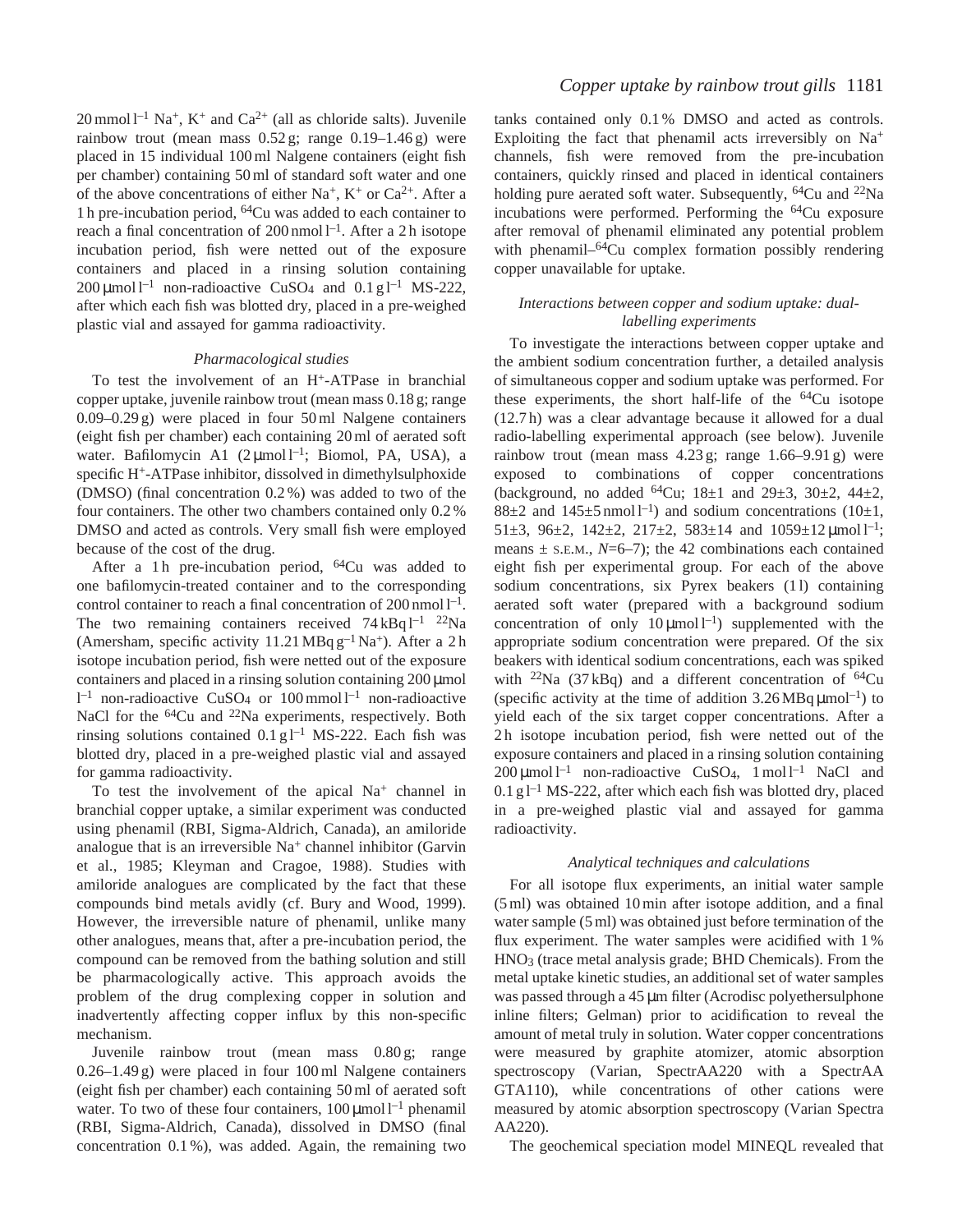20 mmol $l^{-1}$ $Na^+$, $K^+$ and $Ca^{2+}$ (all as chloride salts). Juvenile rainbow trout (mean mass 0.52 g; range 0.19–1.46 g) were placed in 15 individual 100 ml Nalgene containers (eight fish per chamber) containing 50 ml of standard soft water and one of the above concentrations of either $Na^+$, $K^+$ or $Ca^{2+}$. After a 1 h pre-incubation period, $^{64}Cu$ was added to each container to reach a final concentration of 200 nmol $l^{-1}$. After a 2 h isotope incubation period, fish were netted out of the exposure containers and placed in a rinsing solution containing 200 μmol $l^{-1}$ non-radioactive $CuSO_4$ and 0.1 g $l^{-1}$ MS-222, after which each fish was blotted dry, placed in a pre-weighed plastic vial and assayed for gamma radioactivity.

### *Pharmacological studies*

To test the involvement of an $H^+$-ATPase in branchial copper uptake, juvenile rainbow trout (mean mass 0.18 g; range 0.09–0.29 g) were placed in four 50 ml Nalgene containers (eight fish per chamber) each containing 20 ml of aerated soft water. Bafilomycin A1 (2 μmol $l^{-1}$; Biomol, PA, USA), a specific $H^+$-ATPase inhibitor, dissolved in dimethylsulphoxide (DMSO) (final concentration 0.2 %) was added to two of the four containers. The other two chambers contained only 0.2 % DMSO and acted as controls. Very small fish were employed because of the cost of the drug.

After a 1 h pre-incubation period, $^{64}Cu$ was added to one bafilomycin-treated container and to the corresponding control container to reach a final concentration of 200 nmol $l^{-1}$. The two remaining containers received 74 kBq $l^{-1}$ $^{22}Na$ (Amersham, specific activity 11.21 MBq $g^{-1}$ $Na^+$). After a 2 h isotope incubation period, fish were netted out of the exposure containers and placed in a rinsing solution containing 200 μmol $l^{-1}$ non-radioactive $CuSO_4$ or 100 mmol $l^{-1}$ non-radioactive NaCl for the $^{64}Cu$ and $^{22}Na$ experiments, respectively. Both rinsing solutions contained 0.1 g $l^{-1}$ MS-222. Each fish was blotted dry, placed in a pre-weighed plastic vial and assayed for gamma radioactivity.

To test the involvement of the apical $Na^+$ channel in branchial copper uptake, a similar experiment was conducted using phenamil (RBI, Sigma-Aldrich, Canada), an amiloride analogue that is an irreversible $Na^+$ channel inhibitor (Garvin et al., 1985; Kleyman and Cragoe, 1988). Studies with amiloride analogues are complicated by the fact that these compounds bind metals avidly (cf. Bury and Wood, 1999). However, the irreversible nature of phenamil, unlike many other analogues, means that, after a pre-incubation period, the compound can be removed from the bathing solution and still be pharmacologically active. This approach avoids the problem of the drug complexing copper in solution and inadvertently affecting copper influx by this non-specific mechanism.

Juvenile rainbow trout (mean mass 0.80 g; range 0.26–1.49 g) were placed in four 100 ml Nalgene containers (eight fish per chamber) each containing 50 ml of aerated soft water. To two of these four containers, 100 μmol $l^{-1}$ phenamil (RBI, Sigma-Aldrich, Canada), dissolved in DMSO (final concentration 0.1 %), was added. Again, the remaining two tanks contained only 0.1 % DMSO and acted as controls. Exploiting the fact that phenamil acts irreversibly on $Na^+$ channels, fish were removed from the pre-incubation containers, quickly rinsed and placed in identical containers holding pure aerated soft water. Subsequently, $^{64}Cu$ and $^{22}Na$ incubations were performed. Performing the $^{64}Cu$ exposure after removal of phenamil eliminated any potential problem with phenamil–$^{64}Cu$ complex formation possibly rendering copper unavailable for uptake.

### *Interactions between copper and sodium uptake: dual-labelling experiments*

To investigate the interactions between copper uptake and the ambient sodium concentration further, a detailed analysis of simultaneous copper and sodium uptake was performed. For these experiments, the short half-life of the $^{64}Cu$ isotope (12.7 h) was a clear advantage because it allowed for a dual radio-labelling experimental approach (see below). Juvenile rainbow trout (mean mass 4.23 g; range 1.66–9.91 g) were exposed to combinations of copper concentrations (background, no added $^{64}Cu$; 18±1 and 29±3, 30±2, 44±2, 88±2 and 145±5 nmol $l^{-1}$) and sodium concentrations (10±1, 51±3, 96±2, 142±2, 217±2, 583±14 and 1059±12 μmol $l^{-1}$; means ± S.E.M., $N$=6–7); the 42 combinations each contained eight fish per experimental group. For each of the above sodium concentrations, six Pyrex beakers (1 l) containing aerated soft water (prepared with a background sodium concentration of only 10 μmol $l^{-1}$) supplemented with the appropriate sodium concentration were prepared. Of the six beakers with identical sodium concentrations, each was spiked with $^{22}Na$ (37 kBq) and a different concentration of $^{64}Cu$ (specific activity at the time of addition 3.26 MBq $\mu mol^{-1}$) to yield each of the six target copper concentrations. After a 2 h isotope incubation period, fish were netted out of the exposure containers and placed in a rinsing solution containing 200 μmol $l^{-1}$ non-radioactive $CuSO_4$, 1 mol $l^{-1}$ NaCl and 0.1 g $l^{-1}$ MS-222, after which each fish was blotted dry, placed in a pre-weighed plastic vial and assayed for gamma radioactivity.

### *Analytical techniques and calculations*

For all isotope flux experiments, an initial water sample (5 ml) was obtained 10 min after isotope addition, and a final water sample (5 ml) was obtained just before termination of the flux experiment. The water samples were acidified with 1 % $HNO_3$ (trace metal analysis grade; BHD Chemicals). From the metal uptake kinetic studies, an additional set of water samples was passed through a 45 μm filter (Acrodisc polyethersulphone inline filters; Gelman) prior to acidification to reveal the amount of metal truly in solution. Water copper concentrations were measured by graphite atomizer, atomic absorption spectroscopy (Varian, SpectrAA220 with a SpectrAA GTA110), while concentrations of other cations were measured by atomic absorption spectroscopy (Varian Spectra AA220).

The geochemical speciation model MINEQL revealed that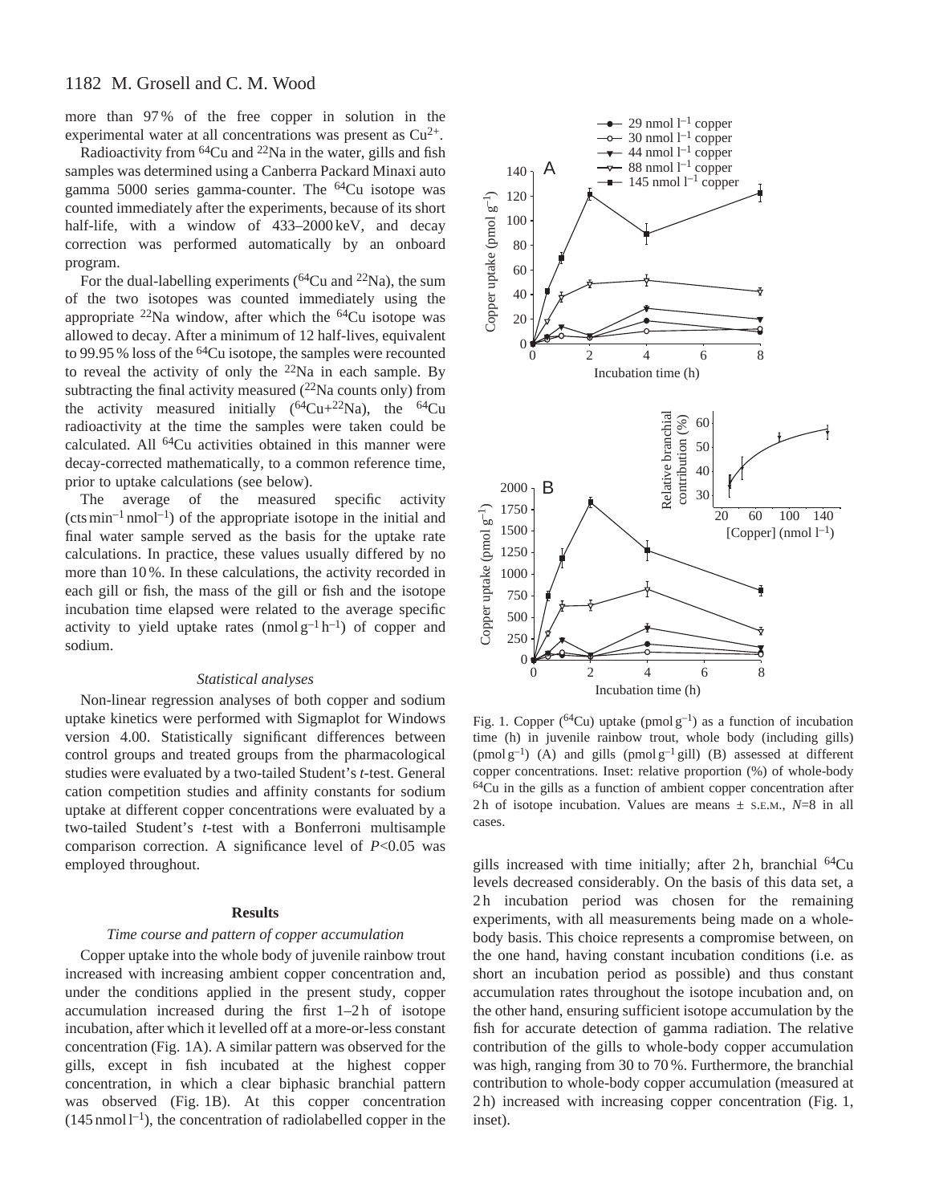more than 97 % of the free copper in solution in the experimental water at all concentrations was present as $Cu^{2+}$.

Radioactivity from $^{64}Cu$ and $^{22}Na$ in the water, gills and fish samples was determined using a Canberra Packard Minaxi auto gamma 5000 series gamma-counter. The $^{64}Cu$ isotope was counted immediately after the experiments, because of its short half-life, with a window of 433–2000 keV, and decay correction was performed automatically by an onboard program.

For the dual-labelling experiments ($^{64}Cu$ and $^{22}Na$), the sum of the two isotopes was counted immediately using the appropriate $^{22}Na$ window, after which the $^{64}Cu$ isotope was allowed to decay. After a minimum of 12 half-lives, equivalent to 99.95 % loss of the $^{64}Cu$ isotope, the samples were recounted to reveal the activity of only the $^{22}Na$ in each sample. By subtracting the final activity measured ($^{22}Na$ counts only) from the activity measured initially ($^{64}Cu$+$^{22}Na$), the $^{64}Cu$ radioactivity at the time the samples were taken could be calculated. All $^{64}Cu$ activities obtained in this manner were decay-corrected mathematically, to a common reference time, prior to uptake calculations (see below).

The average of the measured specific activity ($\text{cts min}^{-1}\,\text{nmol}^{-1}$) of the appropriate isotope in the initial and final water sample served as the basis for the uptake rate calculations. In practice, these values usually differed by no more than 10 %. In these calculations, the activity recorded in each gill or fish, the mass of the gill or fish and the isotope incubation time elapsed were related to the average specific activity to yield uptake rates ($\text{nmol g}^{-1}\,\text{h}^{-1}$) of copper and sodium.

### *Statistical analyses*

Non-linear regression analyses of both copper and sodium uptake kinetics were performed with Sigmaplot for Windows version 4.00. Statistically significant differences between control groups and treated groups from the pharmacological studies were evaluated by a two-tailed Student's *t*-test. General cation competition studies and affinity constants for sodium uptake at different copper concentrations were evaluated by a two-tailed Student's *t*-test with a Bonferroni multisample comparison correction. A significance level of $P<0.05$ was employed throughout.

## Results

### *Time course and pattern of copper accumulation*

Copper uptake into the whole body of juvenile rainbow trout increased with increasing ambient copper concentration and, under the conditions applied in the present study, copper accumulation increased during the first 1–2 h of isotope incubation, after which it levelled off at a more-or-less constant concentration (Fig. 1A). A similar pattern was observed for the gills, except in fish incubated at the highest copper concentration, in which a clear biphasic branchial pattern was observed (Fig. 1B). At this copper concentration ($145\,\text{nmol l}^{-1}$), the concentration of radiolabelled copper in the gills increased with time initially; after 2 h, branchial $^{64}Cu$ levels decreased considerably. On the basis of this data set, a 2 h incubation period was chosen for the remaining experiments, with all measurements being made on a whole-body basis. This choice represents a compromise between, on the one hand, having constant incubation conditions (i.e. as short an incubation period as possible) and thus constant accumulation rates throughout the isotope incubation and, on the other hand, ensuring sufficient isotope accumulation by the fish for accurate detection of gamma radiation. The relative contribution of the gills to whole-body copper accumulation was high, ranging from 30 to 70 %. Furthermore, the branchial contribution to whole-body copper accumulation (measured at 2 h) increased with increasing copper concentration (Fig. 1, inset).

Fig. 1. Copper ($^{64}Cu$) uptake ($\text{pmol g}^{-1}$) as a function of incubation time (h) in juvenile rainbow trout, whole body (including gills) ($\text{pmol g}^{-1}$) (A) and gills ($\text{pmol g}^{-1}$ gill) (B) assessed at different copper concentrations. Inset: relative proportion (%) of whole-body $^{64}Cu$ in the gills as a function of ambient copper concentration after 2 h of isotope incubation. Values are means ± S.E.M., $N$=8 in all cases.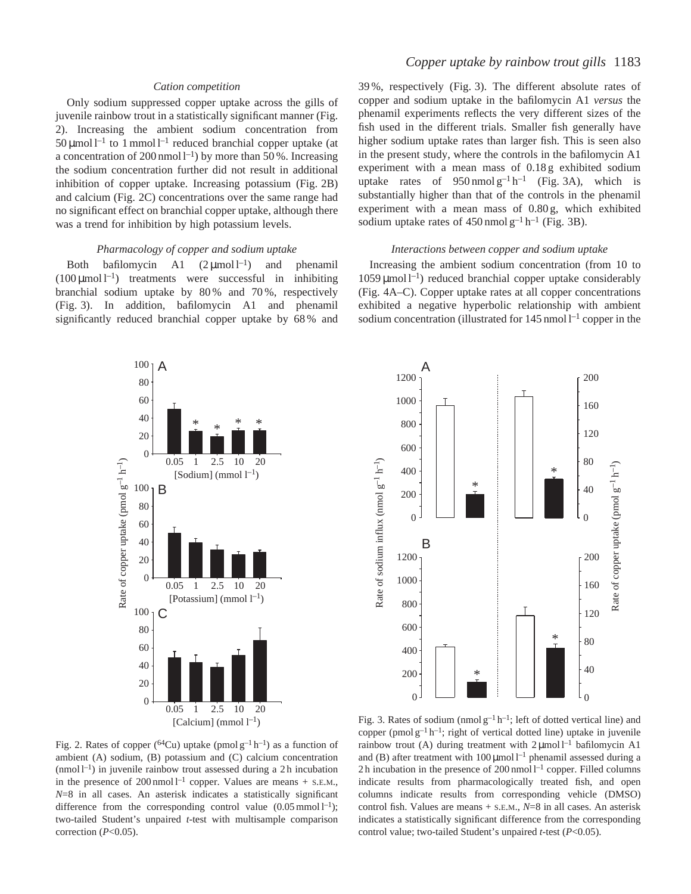### *Cation competition*

Only sodium suppressed copper uptake across the gills of juvenile rainbow trout in a statistically significant manner (Fig. 2). Increasing the ambient sodium concentration from 50 μmol l$^{-1}$ to 1 mmol l$^{-1}$ reduced branchial copper uptake (at a concentration of 200 nmol l$^{-1}$) by more than 50 %. Increasing the sodium concentration further did not result in additional inhibition of copper uptake. Increasing potassium (Fig. 2B) and calcium (Fig. 2C) concentrations over the same range had no significant effect on branchial copper uptake, although there was a trend for inhibition by high potassium levels.

### *Pharmacology of copper and sodium uptake*

Both bafilomycin A1 (2 μmol l$^{-1}$) and phenamil (100 μmol l$^{-1}$) treatments were successful in inhibiting branchial sodium uptake by 80 % and 70 %, respectively (Fig. 3). In addition, bafilomycin A1 and phenamil significantly reduced branchial copper uptake by 68 % and 39 %, respectively (Fig. 3). The different absolute rates of copper and sodium uptake in the bafilomycin A1 *versus* the phenamil experiments reflects the very different sizes of the fish used in the different trials. Smaller fish generally have higher sodium uptake rates than larger fish. This is seen also in the present study, where the controls in the bafilomycin A1 experiment with a mean mass of 0.18 g exhibited sodium uptake rates of 950 nmol g$^{-1}$ h$^{-1}$ (Fig. 3A), which is substantially higher than that of the controls in the phenamil experiment with a mean mass of 0.80 g, which exhibited sodium uptake rates of 450 nmol g$^{-1}$ h$^{-1}$ (Fig. 3B).

### *Interactions between copper and sodium uptake*

Increasing the ambient sodium concentration (from 10 to 1059 μmol l$^{-1}$) reduced branchial copper uptake considerably (Fig. 4A–C). Copper uptake rates at all copper concentrations exhibited a negative hyperbolic relationship with ambient sodium concentration (illustrated for 145 nmol l$^{-1}$ copper in the

Fig. 2. Rates of copper ($^{64}$Cu) uptake (pmol g$^{-1}$ h$^{-1}$) as a function of ambient (A) sodium, (B) potassium and (C) calcium concentration (nmol l$^{-1}$) in juvenile rainbow trout assessed during a 2 h incubation in the presence of 200 nmol l$^{-1}$ copper. Values are means + S.E.M., *N*=8 in all cases. An asterisk indicates a statistically significant difference from the corresponding control value (0.05 mmol l$^{-1}$); two-tailed Student's unpaired *t*-test with multisample comparison correction (*P*<0.05).

Fig. 3. Rates of sodium (nmol g$^{-1}$ h$^{-1}$; left of dotted vertical line) and copper (pmol g$^{-1}$ h$^{-1}$; right of vertical dotted line) uptake in juvenile rainbow trout (A) during treatment with 2 μmol l$^{-1}$ bafilomycin A1 and (B) after treatment with 100 μmol l$^{-1}$ phenamil assessed during a 2 h incubation in the presence of 200 nmol l$^{-1}$ copper. Filled columns indicate results from pharmacologically treated fish, and open columns indicate results from corresponding vehicle (DMSO) control fish. Values are means + S.E.M., *N*=8 in all cases. An asterisk indicates a statistically significant difference from the corresponding control value; two-tailed Student's unpaired *t*-test (*P*<0.05).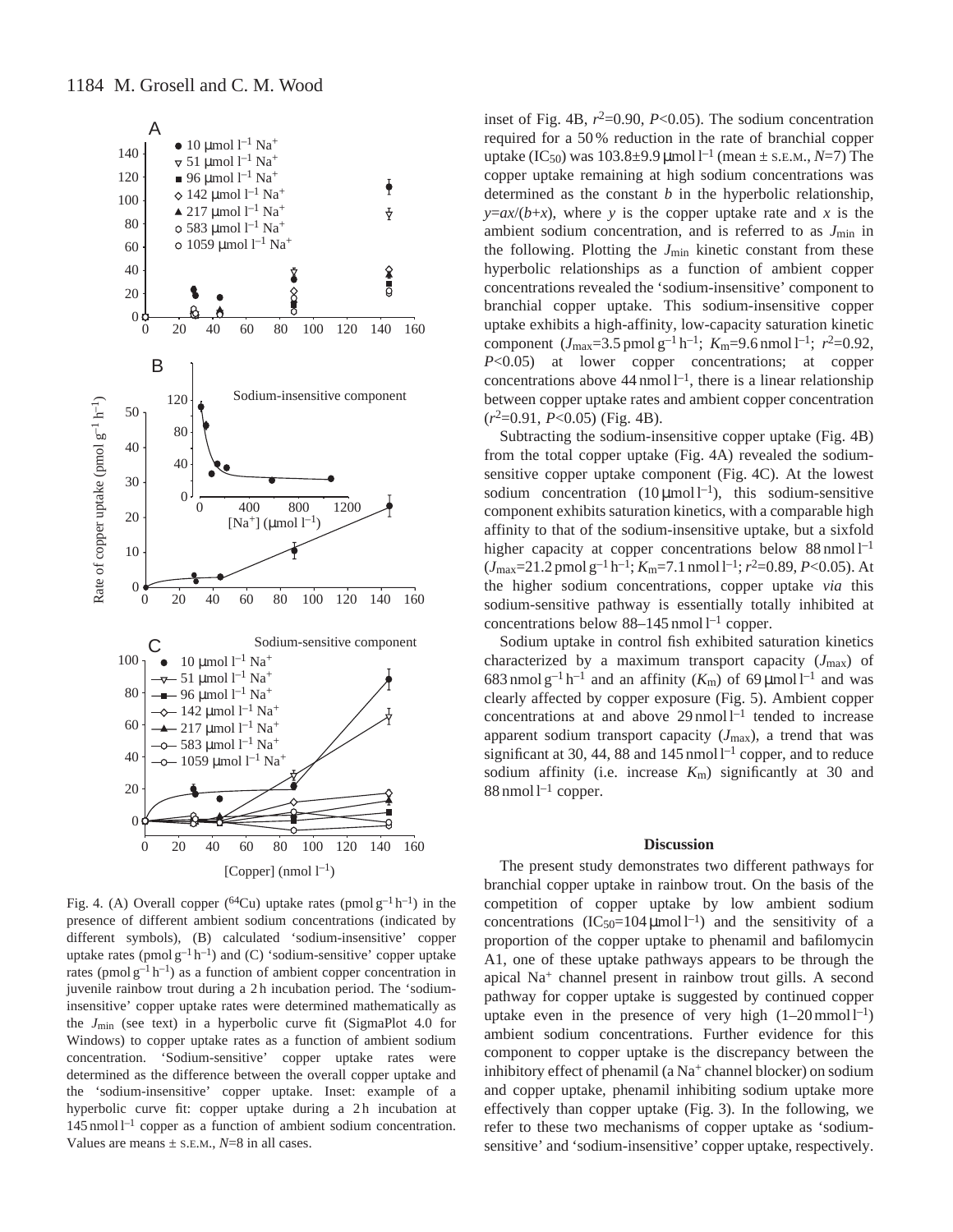Fig. 4. (A) Overall copper ($^{64}$Cu) uptake rates ($\text{pmol g}^{-1}\text{h}^{-1}$) in the presence of different ambient sodium concentrations (indicated by different symbols), (B) calculated 'sodium-insensitive' copper uptake rates ($\text{pmol g}^{-1}\text{h}^{-1}$) and (C) 'sodium-sensitive' copper uptake rates ($\text{pmol g}^{-1}\text{h}^{-1}$) as a function of ambient copper concentration in juvenile rainbow trout during a 2 h incubation period. The 'sodium-insensitive' copper uptake rates were determined mathematically as the $J_{min}$ (see text) in a hyperbolic curve fit (SigmaPlot 4.0 for Windows) to copper uptake rates as a function of ambient sodium concentration. 'Sodium-sensitive' copper uptake rates were determined as the difference between the overall copper uptake and the 'sodium-insensitive' copper uptake. Inset: example of a hyperbolic curve fit: copper uptake during a 2 h incubation at $145\,\text{nmol l}^{-1}$ copper as a function of ambient sodium concentration. Values are means ± S.E.M., $N$=8 in all cases.

inset of Fig. 4B, $r^2$=0.90, $P$<0.05). The sodium concentration required for a 50 % reduction in the rate of branchial copper uptake ($IC_{50}$) was $103.8\pm9.9\,\mu\text{mol l}^{-1}$ (mean ± S.E.M., $N$=7) The copper uptake remaining at high sodium concentrations was determined as the constant $b$ in the hyperbolic relationship, $y=ax/(b+x)$, where $y$ is the copper uptake rate and $x$ is the ambient sodium concentration, and is referred to as $J_{min}$ in the following. Plotting the $J_{min}$ kinetic constant from these hyperbolic relationships as a function of ambient copper concentrations revealed the 'sodium-insensitive' component to branchial copper uptake. This sodium-insensitive copper uptake exhibits a high-affinity, low-capacity saturation kinetic component ($J_{max}$=3.5 $\text{pmol g}^{-1}\text{h}^{-1}$; $K_m$=9.6 $\text{nmol l}^{-1}$; $r^2$=0.92, $P$<0.05) at lower copper concentrations; at copper concentrations above 44 $\text{nmol l}^{-1}$, there is a linear relationship between copper uptake rates and ambient copper concentration ($r^2$=0.91, $P$<0.05) (Fig. 4B).

Subtracting the sodium-insensitive copper uptake (Fig. 4B) from the total copper uptake (Fig. 4A) revealed the sodium-sensitive copper uptake component (Fig. 4C). At the lowest sodium concentration ($10\,\mu\text{mol l}^{-1}$), this sodium-sensitive component exhibits saturation kinetics, with a comparable high affinity to that of the sodium-insensitive uptake, but a sixfold higher capacity at copper concentrations below 88 $\text{nmol l}^{-1}$ ($J_{max}$=21.2 $\text{pmol g}^{-1}\text{h}^{-1}$; $K_m$=7.1 $\text{nmol l}^{-1}$; $r^2$=0.89, $P$<0.05). At the higher sodium concentrations, copper uptake *via* this sodium-sensitive pathway is essentially totally inhibited at concentrations below 88–145 $\text{nmol l}^{-1}$ copper.

Sodium uptake in control fish exhibited saturation kinetics characterized by a maximum transport capacity ($J_{max}$) of 683 $\text{nmol g}^{-1}\text{h}^{-1}$ and an affinity ($K_m$) of $69\,\mu\text{mol l}^{-1}$ and was clearly affected by copper exposure (Fig. 5). Ambient copper concentrations at and above 29 $\text{nmol l}^{-1}$ tended to increase apparent sodium transport capacity ($J_{max}$), a trend that was significant at 30, 44, 88 and 145 $\text{nmol l}^{-1}$ copper, and to reduce sodium affinity (i.e. increase $K_m$) significantly at 30 and 88 $\text{nmol l}^{-1}$ copper.

## Discussion

The present study demonstrates two different pathways for branchial copper uptake in rainbow trout. On the basis of the competition of copper uptake by low ambient sodium concentrations ($IC_{50}$=$104\,\mu\text{mol l}^{-1}$) and the sensitivity of a proportion of the copper uptake to phenamil and bafilomycin A1, one of these uptake pathways appears to be through the apical $Na^+$ channel present in rainbow trout gills. A second pathway for copper uptake is suggested by continued copper uptake even in the presence of very high (1–20 $\text{mmol l}^{-1}$) ambient sodium concentrations. Further evidence for this component to copper uptake is the discrepancy between the inhibitory effect of phenamil (a $Na^+$ channel blocker) on sodium and copper uptake, phenamil inhibiting sodium uptake more effectively than copper uptake (Fig. 3). In the following, we refer to these two mechanisms of copper uptake as 'sodium-sensitive' and 'sodium-insensitive' copper uptake, respectively.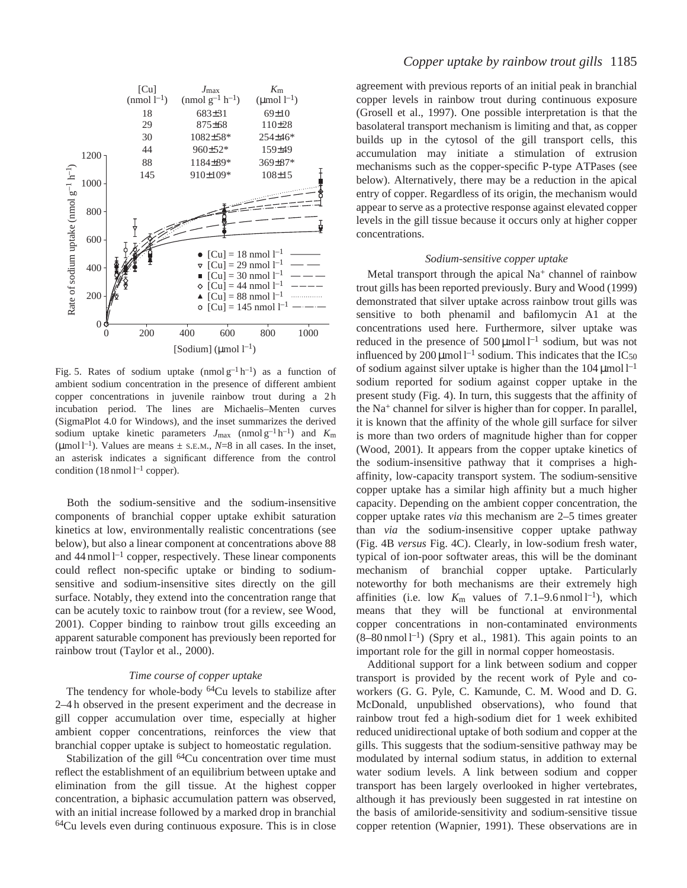| [Cu] (nmol $l^{-1}$) | $J_{max}$ (nmol $g^{-1}$ $h^{-1}$) | $K_m$ (μmol $l^{-1}$) |
|---|---|---|
| 18 | 683±31 | 69±10 |
| 29 | 875±68 | 110±28 |
| 30 | 1082±58* | 254±46* |
| 44 | 960±52* | 159±49 |
| 88 | 1184±89* | 369±87* |
| 145 | 910±109* | 108±15 |

Fig. 5. Rates of sodium uptake (nmol $g^{-1}$ $h^{-1}$) as a function of ambient sodium concentration in the presence of different ambient copper concentrations in juvenile rainbow trout during a 2 h incubation period. The lines are Michaelis–Menten curves (SigmaPlot 4.0 for Windows), and the inset summarizes the derived sodium uptake kinetic parameters $J_{max}$ (nmol $g^{-1}$ $h^{-1}$) and $K_m$ (μmol $l^{-1}$). Values are means ± S.E.M., $N$=8 in all cases. In the inset, an asterisk indicates a significant difference from the control condition (18 nmol $l^{-1}$ copper).

Both the sodium-sensitive and the sodium-insensitive components of branchial copper uptake exhibit saturation kinetics at low, environmentally realistic concentrations (see below), but also a linear component at concentrations above 88 and 44 nmol $l^{-1}$ copper, respectively. These linear components could reflect non-specific uptake or binding to sodium-sensitive and sodium-insensitive sites directly on the gill surface. Notably, they extend into the concentration range that can be acutely toxic to rainbow trout (for a review, see Wood, 2001). Copper binding to rainbow trout gills exceeding an apparent saturable component has previously been reported for rainbow trout (Taylor et al., 2000).

### *Time course of copper uptake*

The tendency for whole-body $^{64}$Cu levels to stabilize after 2–4 h observed in the present experiment and the decrease in gill copper accumulation over time, especially at higher ambient copper concentrations, reinforces the view that branchial copper uptake is subject to homeostatic regulation.

Stabilization of the gill $^{64}$Cu concentration over time must reflect the establishment of an equilibrium between uptake and elimination from the gill tissue. At the highest copper concentration, a biphasic accumulation pattern was observed, with an initial increase followed by a marked drop in branchial $^{64}$Cu levels even during continuous exposure. This is in close agreement with previous reports of an initial peak in branchial copper levels in rainbow trout during continuous exposure (Grosell et al., 1997). One possible interpretation is that the basolateral transport mechanism is limiting and that, as copper builds up in the cytosol of the gill transport cells, this accumulation may initiate a stimulation of extrusion mechanisms such as the copper-specific P-type ATPases (see below). Alternatively, there may be a reduction in the apical entry of copper. Regardless of its origin, the mechanism would appear to serve as a protective response against elevated copper levels in the gill tissue because it occurs only at higher copper concentrations.

### *Sodium-sensitive copper uptake*

Metal transport through the apical $Na^+$ channel of rainbow trout gills has been reported previously. Bury and Wood (1999) demonstrated that silver uptake across rainbow trout gills was sensitive to both phenamil and bafilomycin A1 at the concentrations used here. Furthermore, silver uptake was reduced in the presence of 500 μmol $l^{-1}$ sodium, but was not influenced by 200 μmol $l^{-1}$ sodium. This indicates that the $IC_{50}$ of sodium against silver uptake is higher than the 104 μmol $l^{-1}$ sodium reported for sodium against copper uptake in the present study (Fig. 4). In turn, this suggests that the affinity of the $Na^+$ channel for silver is higher than for copper. In parallel, it is known that the affinity of the whole gill surface for silver is more than two orders of magnitude higher than for copper (Wood, 2001). It appears from the copper uptake kinetics of the sodium-insensitive pathway that it comprises a high-affinity, low-capacity transport system. The sodium-sensitive copper uptake has a similar high affinity but a much higher capacity. Depending on the ambient copper concentration, the copper uptake rates *via* this mechanism are 2–5 times greater than *via* the sodium-insensitive copper uptake pathway (Fig. 4B *versus* Fig. 4C). Clearly, in low-sodium fresh water, typical of ion-poor softwater areas, this will be the dominant mechanism of branchial copper uptake. Particularly noteworthy for both mechanisms are their extremely high affinities (i.e. low $K_m$ values of 7.1–9.6 nmol $l^{-1}$), which means that they will be functional at environmental copper concentrations in non-contaminated environments (8–80 nmol $l^{-1}$) (Spry et al., 1981). This again points to an important role for the gill in normal copper homeostasis.

Additional support for a link between sodium and copper transport is provided by the recent work of Pyle and co-workers (G. G. Pyle, C. Kamunde, C. M. Wood and D. G. McDonald, unpublished observations), who found that rainbow trout fed a high-sodium diet for 1 week exhibited reduced unidirectional uptake of both sodium and copper at the gills. This suggests that the sodium-sensitive pathway may be modulated by internal sodium status, in addition to external water sodium levels. A link between sodium and copper transport has been largely overlooked in higher vertebrates, although it has previously been suggested in rat intestine on the basis of amiloride-sensitivity and sodium-sensitive tissue copper retention (Wapnier, 1991). These observations are in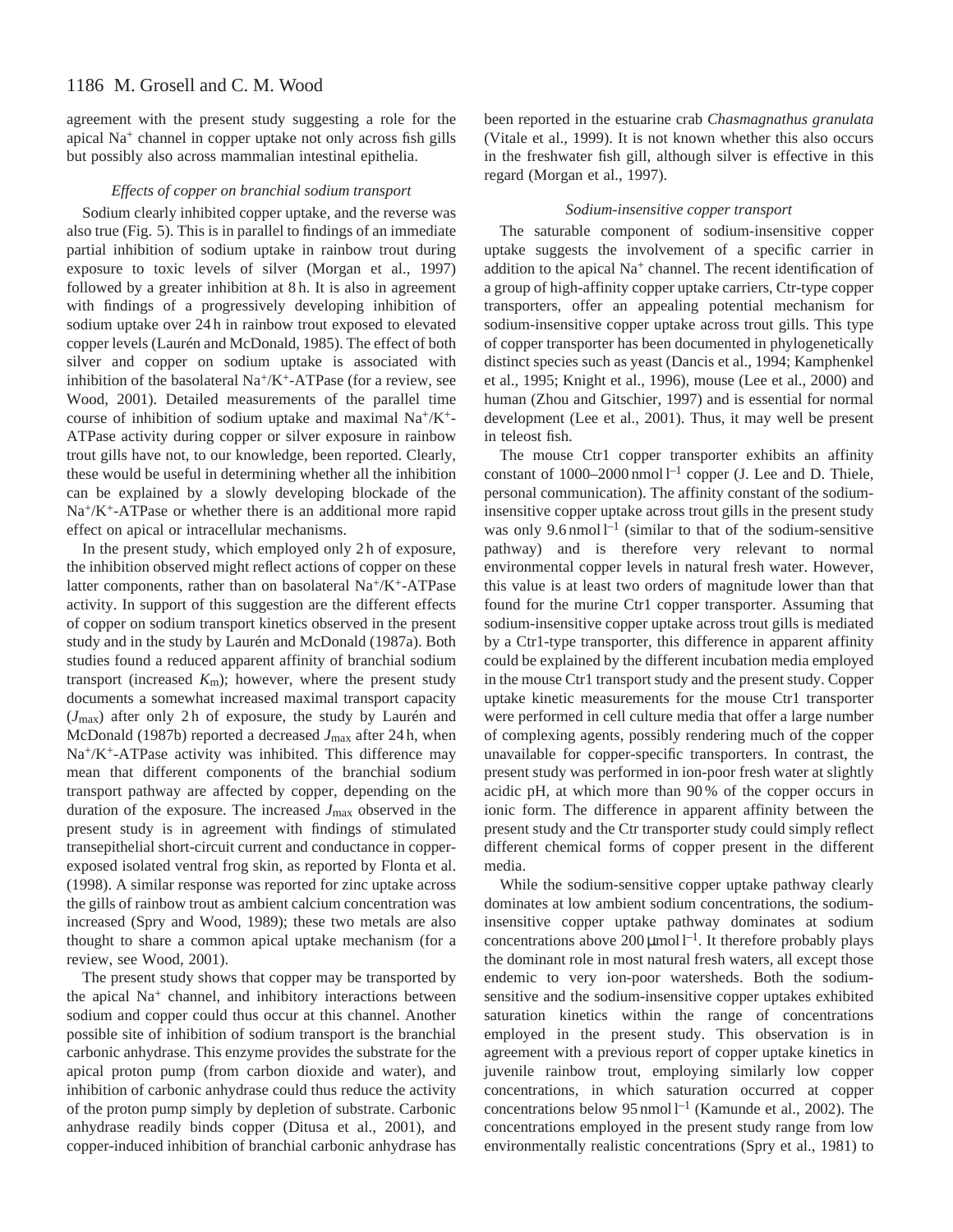agreement with the present study suggesting a role for the apical $Na^+$ channel in copper uptake not only across fish gills but possibly also across mammalian intestinal epithelia.

### *Effects of copper on branchial sodium transport*

Sodium clearly inhibited copper uptake, and the reverse was also true (Fig. 5). This is in parallel to findings of an immediate partial inhibition of sodium uptake in rainbow trout during exposure to toxic levels of silver (Morgan et al., 1997) followed by a greater inhibition at 8 h. It is also in agreement with findings of a progressively developing inhibition of sodium uptake over 24 h in rainbow trout exposed to elevated copper levels (Laurén and McDonald, 1985). The effect of both silver and copper on sodium uptake is associated with inhibition of the basolateral $Na^+/K^+$-ATPase (for a review, see Wood, 2001). Detailed measurements of the parallel time course of inhibition of sodium uptake and maximal $Na^+/K^+$-ATPase activity during copper or silver exposure in rainbow trout gills have not, to our knowledge, been reported. Clearly, these would be useful in determining whether all the inhibition can be explained by a slowly developing blockade of the $Na^+/K^+$-ATPase or whether there is an additional more rapid effect on apical or intracellular mechanisms.

In the present study, which employed only 2 h of exposure, the inhibition observed might reflect actions of copper on these latter components, rather than on basolateral $Na^+/K^+$-ATPase activity. In support of this suggestion are the different effects of copper on sodium transport kinetics observed in the present study and in the study by Laurén and McDonald (1987a). Both studies found a reduced apparent affinity of branchial sodium transport (increased $K_m$); however, where the present study documents a somewhat increased maximal transport capacity ($J_{max}$) after only 2 h of exposure, the study by Laurén and McDonald (1987b) reported a decreased $J_{max}$ after 24 h, when $Na^+/K^+$-ATPase activity was inhibited. This difference may mean that different components of the branchial sodium transport pathway are affected by copper, depending on the duration of the exposure. The increased $J_{max}$ observed in the present study is in agreement with findings of stimulated transepithelial short-circuit current and conductance in copper-exposed isolated ventral frog skin, as reported by Flonta et al. (1998). A similar response was reported for zinc uptake across the gills of rainbow trout as ambient calcium concentration was increased (Spry and Wood, 1989); these two metals are also thought to share a common apical uptake mechanism (for a review, see Wood, 2001).

The present study shows that copper may be transported by the apical $Na^+$ channel, and inhibitory interactions between sodium and copper could thus occur at this channel. Another possible site of inhibition of sodium transport is the branchial carbonic anhydrase. This enzyme provides the substrate for the apical proton pump (from carbon dioxide and water), and inhibition of carbonic anhydrase could thus reduce the activity of the proton pump simply by depletion of substrate. Carbonic anhydrase readily binds copper (Ditusa et al., 2001), and copper-induced inhibition of branchial carbonic anhydrase has been reported in the estuarine crab *Chasmagnathus granulata* (Vitale et al., 1999). It is not known whether this also occurs in the freshwater fish gill, although silver is effective in this regard (Morgan et al., 1997).

### *Sodium-insensitive copper transport*

The saturable component of sodium-insensitive copper uptake suggests the involvement of a specific carrier in addition to the apical $Na^+$ channel. The recent identification of a group of high-affinity copper uptake carriers, Ctr-type copper transporters, offer an appealing potential mechanism for sodium-insensitive copper uptake across trout gills. This type of copper transporter has been documented in phylogenetically distinct species such as yeast (Dancis et al., 1994; Kamphenkel et al., 1995; Knight et al., 1996), mouse (Lee et al., 2000) and human (Zhou and Gitschier, 1997) and is essential for normal development (Lee et al., 2001). Thus, it may well be present in teleost fish.

The mouse Ctr1 copper transporter exhibits an affinity constant of 1000–2000 $nmol\,l^{-1}$ copper (J. Lee and D. Thiele, personal communication). The affinity constant of the sodium-insensitive copper uptake across trout gills in the present study was only 9.6 $nmol\,l^{-1}$ (similar to that of the sodium-sensitive pathway) and is therefore very relevant to normal environmental copper levels in natural fresh water. However, this value is at least two orders of magnitude lower than that found for the murine Ctr1 copper transporter. Assuming that sodium-insensitive copper uptake across trout gills is mediated by a Ctr1-type transporter, this difference in apparent affinity could be explained by the different incubation media employed in the mouse Ctr1 transport study and the present study. Copper uptake kinetic measurements for the mouse Ctr1 transporter were performed in cell culture media that offer a large number of complexing agents, possibly rendering much of the copper unavailable for copper-specific transporters. In contrast, the present study was performed in ion-poor fresh water at slightly acidic pH, at which more than 90 % of the copper occurs in ionic form. The difference in apparent affinity between the present study and the Ctr transporter study could simply reflect different chemical forms of copper present in the different media.

While the sodium-sensitive copper uptake pathway clearly dominates at low ambient sodium concentrations, the sodium-insensitive copper uptake pathway dominates at sodium concentrations above 200 $\mu mol\,l^{-1}$. It therefore probably plays the dominant role in most natural fresh waters, all except those endemic to very ion-poor watersheds. Both the sodium-sensitive and the sodium-insensitive copper uptakes exhibited saturation kinetics within the range of concentrations employed in the present study. This observation is in agreement with a previous report of copper uptake kinetics in juvenile rainbow trout, employing similarly low copper concentrations, in which saturation occurred at copper concentrations below 95 $nmol\,l^{-1}$ (Kamunde et al., 2002). The concentrations employed in the present study range from low environmentally realistic concentrations (Spry et al., 1981) to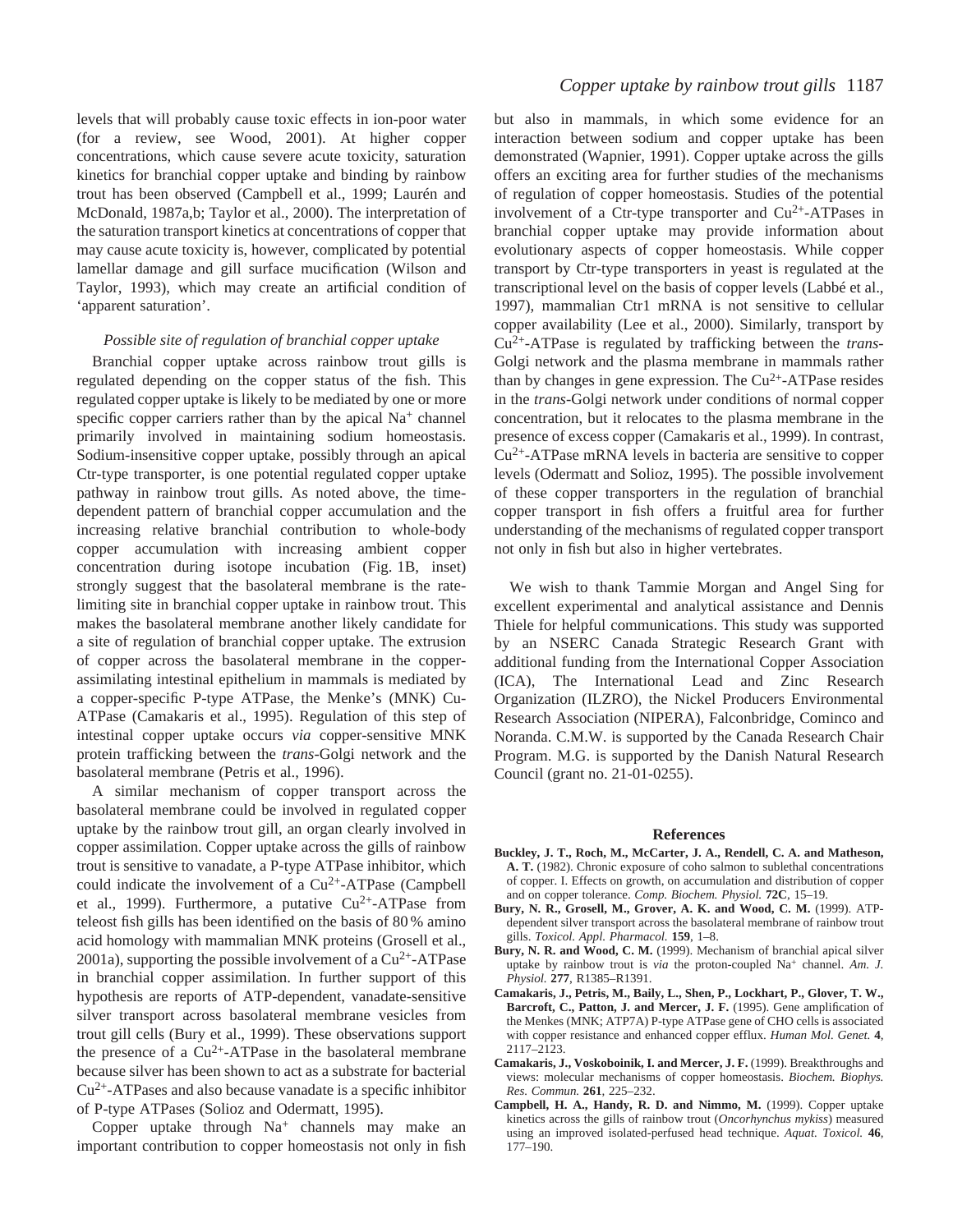levels that will probably cause toxic effects in ion-poor water (for a review, see Wood, 2001). At higher copper concentrations, which cause severe acute toxicity, saturation kinetics for branchial copper uptake and binding by rainbow trout has been observed (Campbell et al., 1999; Laurén and McDonald, 1987a,b; Taylor et al., 2000). The interpretation of the saturation transport kinetics at concentrations of copper that may cause acute toxicity is, however, complicated by potential lamellar damage and gill surface mucification (Wilson and Taylor, 1993), which may create an artificial condition of 'apparent saturation'.

### *Possible site of regulation of branchial copper uptake*

Branchial copper uptake across rainbow trout gills is regulated depending on the copper status of the fish. This regulated copper uptake is likely to be mediated by one or more specific copper carriers rather than by the apical $Na^+$ channel primarily involved in maintaining sodium homeostasis. Sodium-insensitive copper uptake, possibly through an apical Ctr-type transporter, is one potential regulated copper uptake pathway in rainbow trout gills. As noted above, the time-dependent pattern of branchial copper accumulation and the increasing relative branchial contribution to whole-body copper accumulation with increasing ambient copper concentration during isotope incubation (Fig. 1B, inset) strongly suggest that the basolateral membrane is the rate-limiting site in branchial copper uptake in rainbow trout. This makes the basolateral membrane another likely candidate for a site of regulation of branchial copper uptake. The extrusion of copper across the basolateral membrane in the copper-assimilating intestinal epithelium in mammals is mediated by a copper-specific P-type ATPase, the Menke's (MNK) Cu-ATPase (Camakaris et al., 1995). Regulation of this step of intestinal copper uptake occurs *via* copper-sensitive MNK protein trafficking between the *trans*-Golgi network and the basolateral membrane (Petris et al., 1996).

A similar mechanism of copper transport across the basolateral membrane could be involved in regulated copper uptake by the rainbow trout gill, an organ clearly involved in copper assimilation. Copper uptake across the gills of rainbow trout is sensitive to vanadate, a P-type ATPase inhibitor, which could indicate the involvement of a $Cu^{2+}$-ATPase (Campbell et al., 1999). Furthermore, a putative $Cu^{2+}$-ATPase from teleost fish gills has been identified on the basis of 80 % amino acid homology with mammalian MNK proteins (Grosell et al., 2001a), supporting the possible involvement of a $Cu^{2+}$-ATPase in branchial copper assimilation. In further support of this hypothesis are reports of ATP-dependent, vanadate-sensitive silver transport across basolateral membrane vesicles from trout gill cells (Bury et al., 1999). These observations support the presence of a $Cu^{2+}$-ATPase in the basolateral membrane because silver has been shown to act as a substrate for bacterial $Cu^{2+}$-ATPases and also because vanadate is a specific inhibitor of P-type ATPases (Solioz and Odermatt, 1995).

Copper uptake through $Na^+$ channels may make an important contribution to copper homeostasis not only in fish but also in mammals, in which some evidence for an interaction between sodium and copper uptake has been demonstrated (Wapnier, 1991). Copper uptake across the gills offers an exciting area for further studies of the mechanisms of regulation of copper homeostasis. Studies of the potential involvement of a Ctr-type transporter and $Cu^{2+}$-ATPases in branchial copper uptake may provide information about evolutionary aspects of copper homeostasis. While copper transport by Ctr-type transporters in yeast is regulated at the transcriptional level on the basis of copper levels (Labbé et al., 1997), mammalian Ctr1 mRNA is not sensitive to cellular copper availability (Lee et al., 2000). Similarly, transport by $Cu^{2+}$-ATPase is regulated by trafficking between the *trans*-Golgi network and the plasma membrane in mammals rather than by changes in gene expression. The $Cu^{2+}$-ATPase resides in the *trans*-Golgi network under conditions of normal copper concentration, but it relocates to the plasma membrane in the presence of excess copper (Camakaris et al., 1999). In contrast, $Cu^{2+}$-ATPase mRNA levels in bacteria are sensitive to copper levels (Odermatt and Solioz, 1995). The possible involvement of these copper transporters in the regulation of branchial copper transport in fish offers a fruitful area for further understanding of the mechanisms of regulated copper transport not only in fish but also in higher vertebrates.

We wish to thank Tammie Morgan and Angel Sing for excellent experimental and analytical assistance and Dennis Thiele for helpful communications. This study was supported by an NSERC Canada Strategic Research Grant with additional funding from the International Copper Association (ICA), The International Lead and Zinc Research Organization (ILZRO), the Nickel Producers Environmental Research Association (NIPERA), Falconbridge, Cominco and Noranda. C.M.W. is supported by the Canada Research Chair Program. M.G. is supported by the Danish Natural Research Council (grant no. 21-01-0255).

## References

**Buckley, J. T., Roch, M., McCarter, J. A., Rendell, C. A. and Matheson, A. T.** (1982). Chronic exposure of coho salmon to sublethal concentrations of copper. I. Effects on growth, on accumulation and distribution of copper and on copper tolerance. *Comp. Biochem. Physiol.* **72C**, 15–19.

**Bury, N. R., Grosell, M., Grover, A. K. and Wood, C. M.** (1999). ATP-dependent silver transport across the basolateral membrane of rainbow trout gills. *Toxicol. Appl. Pharmacol.* **159**, 1–8.

**Bury, N. R. and Wood, C. M.** (1999). Mechanism of branchial apical silver uptake by rainbow trout is *via* the proton-coupled $Na^+$ channel. *Am. J. Physiol.* **277**, R1385–R1391.

**Camakaris, J., Petris, M., Baily, L., Shen, P., Lockhart, P., Glover, T. W., Barcroft, C., Patton, J. and Mercer, J. F.** (1995). Gene amplification of the Menkes (MNK; ATP7A) P-type ATPase gene of CHO cells is associated with copper resistance and enhanced copper efflux. *Human Mol. Genet.* **4**, 2117–2123.

**Camakaris, J., Voskoboinik, I. and Mercer, J. F.** (1999). Breakthroughs and views: molecular mechanisms of copper homeostasis. *Biochem. Biophys. Res. Commun.* **261**, 225–232.

**Campbell, H. A., Handy, R. D. and Nimmo, M.** (1999). Copper uptake kinetics across the gills of rainbow trout (*Oncorhynchus mykiss*) measured using an improved isolated-perfused head technique. *Aquat. Toxicol.* **46**, 177–190.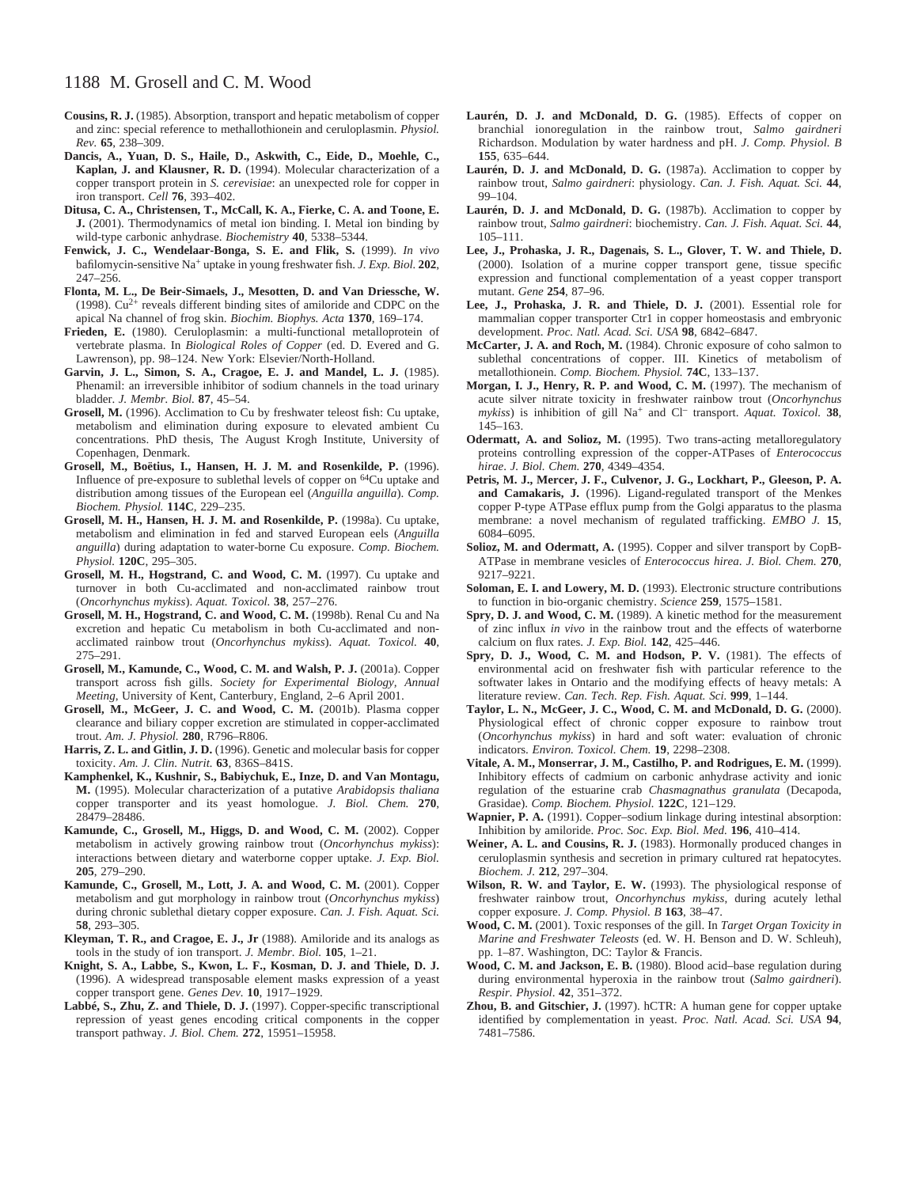**Cousins, R. J.** (1985). Absorption, transport and hepatic metabolism of copper and zinc: special reference to methallothionein and ceruloplasmin. *Physiol. Rev.* **65**, 238–309.

**Dancis, A., Yuan, D. S., Haile, D., Askwith, C., Eide, D., Moehle, C., Kaplan, J. and Klausner, R. D.** (1994). Molecular characterization of a copper transport protein in *S. cerevisiae*: an unexpected role for copper in iron transport. *Cell* **76**, 393–402.

**Ditusa, C. A., Christensen, T., McCall, K. A., Fierke, C. A. and Toone, E. J.** (2001). Thermodynamics of metal ion binding. I. Metal ion binding by wild-type carbonic anhydrase. *Biochemistry* **40**, 5338–5344.

**Fenwick, J. C., Wendelaar-Bonga, S. E. and Flik, S.** (1999). *In vivo* bafilomycin-sensitive $Na^+$ uptake in young freshwater fish. *J. Exp. Biol.* **202**, 247–256.

**Flonta, M. L., De Beir-Simaels, J., Mesotten, D. and Van Driessche, W.** (1998). $Cu^{2+}$ reveals different binding sites of amiloride and CDPC on the apical Na channel of frog skin. *Biochim. Biophys. Acta* **1370**, 169–174.

**Frieden, E.** (1980). Ceruloplasmin: a multi-functional metalloprotein of vertebrate plasma. In *Biological Roles of Copper* (ed. D. Evered and G. Lawrenson), pp. 98–124. New York: Elsevier/North-Holland.

**Garvin, J. L., Simon, S. A., Cragoe, E. J. and Mandel, L. J.** (1985). Phenamil: an irreversible inhibitor of sodium channels in the toad urinary bladder. *J. Membr. Biol.* **87**, 45–54.

**Grosell, M.** (1996). Acclimation to Cu by freshwater teleost fish: Cu uptake, metabolism and elimination during exposure to elevated ambient Cu concentrations. PhD thesis, The August Krogh Institute, University of Copenhagen, Denmark.

**Grosell, M., Boëtius, I., Hansen, H. J. M. and Rosenkilde, P.** (1996). Influence of pre-exposure to sublethal levels of copper on $^{64}$Cu uptake and distribution among tissues of the European eel (*Anguilla anguilla*). *Comp. Biochem. Physiol.* **114C**, 229–235.

**Grosell, M. H., Hansen, H. J. M. and Rosenkilde, P.** (1998a). Cu uptake, metabolism and elimination in fed and starved European eels (*Anguilla anguilla*) during adaptation to water-borne Cu exposure. *Comp. Biochem. Physiol.* **120C**, 295–305.

**Grosell, M. H., Hogstrand, C. and Wood, C. M.** (1997). Cu uptake and turnover in both Cu-acclimated and non-acclimated rainbow trout (*Oncorhynchus mykiss*). *Aquat. Toxicol.* **38**, 257–276.

**Grosell, M. H., Hogstrand, C. and Wood, C. M.** (1998b). Renal Cu and Na excretion and hepatic Cu metabolism in both Cu-acclimated and non-acclimated rainbow trout (*Oncorhynchus mykiss*). *Aquat. Toxicol.* **40**, 275–291.

**Grosell, M., Kamunde, C., Wood, C. M. and Walsh, P. J.** (2001a). Copper transport across fish gills. *Society for Experimental Biology, Annual Meeting*, University of Kent, Canterbury, England, 2–6 April 2001.

**Grosell, M., McGeer, J. C. and Wood, C. M.** (2001b). Plasma copper clearance and biliary copper excretion are stimulated in copper-acclimated trout. *Am. J. Physiol.* **280**, R796–R806.

**Harris, Z. L. and Gitlin, J. D.** (1996). Genetic and molecular basis for copper toxicity. *Am. J. Clin. Nutrit.* **63**, 836S–841S.

**Kamphenkel, K., Kushnir, S., Babiychuk, E., Inze, D. and Van Montagu, M.** (1995). Molecular characterization of a putative *Arabidopsis thaliana* copper transporter and its yeast homologue. *J. Biol. Chem.* **270**, 28479–28486.

**Kamunde, C., Grosell, M., Higgs, D. and Wood, C. M.** (2002). Copper metabolism in actively growing rainbow trout (*Oncorhynchus mykiss*): interactions between dietary and waterborne copper uptake. *J. Exp. Biol.* **205**, 279–290.

**Kamunde, C., Grosell, M., Lott, J. A. and Wood, C. M.** (2001). Copper metabolism and gut morphology in rainbow trout (*Oncorhynchus mykiss*) during chronic sublethal dietary copper exposure. *Can. J. Fish. Aquat. Sci.* **58**, 293–305.

**Kleyman, T. R., and Cragoe, E. J., Jr** (1988). Amiloride and its analogs as tools in the study of ion transport. *J. Membr. Biol.* **105**, 1–21.

**Knight, S. A., Labbe, S., Kwon, L. F., Kosman, D. J. and Thiele, D. J.** (1996). A widespread transposable element masks expression of a yeast copper transport gene. *Genes Dev.* **10**, 1917–1929.

**Labbé, S., Zhu, Z. and Thiele, D. J.** (1997). Copper-specific transcriptional repression of yeast genes encoding critical components in the copper transport pathway. *J. Biol. Chem.* **272**, 15951–15958.

**Laurén, D. J. and McDonald, D. G.** (1985). Effects of copper on branchial ionoregulation in the rainbow trout, *Salmo gairdneri* Richardson. Modulation by water hardness and pH. *J. Comp. Physiol. B* **155**, 635–644.

**Laurén, D. J. and McDonald, D. G.** (1987a). Acclimation to copper by rainbow trout, *Salmo gairdneri*: physiology. *Can. J. Fish. Aquat. Sci.* **44**, 99–104.

**Laurén, D. J. and McDonald, D. G.** (1987b). Acclimation to copper by rainbow trout, *Salmo gairdneri*: biochemistry. *Can. J. Fish. Aquat. Sci.* **44**, 105–111.

**Lee, J., Prohaska, J. R., Dagenais, S. L., Glover, T. W. and Thiele, D.** (2000). Isolation of a murine copper transport gene, tissue specific expression and functional complementation of a yeast copper transport mutant. *Gene* **254**, 87–96.

**Lee, J., Prohaska, J. R. and Thiele, D. J.** (2001). Essential role for mammalian copper transporter Ctr1 in copper homeostasis and embryonic development. *Proc. Natl. Acad. Sci. USA* **98**, 6842–6847.

**McCarter, J. A. and Roch, M.** (1984). Chronic exposure of coho salmon to sublethal concentrations of copper. III. Kinetics of metabolism of metallothionein. *Comp. Biochem. Physiol.* **74C**, 133–137.

**Morgan, I. J., Henry, R. P. and Wood, C. M.** (1997). The mechanism of acute silver nitrate toxicity in freshwater rainbow trout (*Oncorhynchus mykiss*) is inhibition of gill $Na^+$ and $Cl^-$ transport. *Aquat. Toxicol.* **38**, 145–163.

**Odermatt, A. and Solioz, M.** (1995). Two trans-acting metalloregulatory proteins controlling expression of the copper-ATPases of *Enterococcus hirae*. *J. Biol. Chem.* **270**, 4349–4354.

**Petris, M. J., Mercer, J. F., Culvenor, J. G., Lockhart, P., Gleeson, P. A. and Camakaris, J.** (1996). Ligand-regulated transport of the Menkes copper P-type ATPase efflux pump from the Golgi apparatus to the plasma membrane: a novel mechanism of regulated trafficking. *EMBO J.* **15**, 6084–6095.

**Solioz, M. and Odermatt, A.** (1995). Copper and silver transport by CopB-ATPase in membrane vesicles of *Enterococcus hirea*. *J. Biol. Chem.* **270**, 9217–9221.

**Soloman, E. I. and Lowery, M. D.** (1993). Electronic structure contributions to function in bio-organic chemistry. *Science* **259**, 1575–1581.

**Spry, D. J. and Wood, C. M.** (1989). A kinetic method for the measurement of zinc influx *in vivo* in the rainbow trout and the effects of waterborne calcium on flux rates. *J. Exp. Biol.* **142**, 425–446.

**Spry, D. J., Wood, C. M. and Hodson, P. V.** (1981). The effects of environmental acid on freshwater fish with particular reference to the softwater lakes in Ontario and the modifying effects of heavy metals: A literature review. *Can. Tech. Rep. Fish. Aquat. Sci.* **999**, 1–144.

**Taylor, L. N., McGeer, J. C., Wood, C. M. and McDonald, D. G.** (2000). Physiological effect of chronic copper exposure to rainbow trout (*Oncorhynchus mykiss*) in hard and soft water: evaluation of chronic indicators. *Environ. Toxicol. Chem.* **19**, 2298–2308.

**Vitale, A. M., Monserrar, J. M., Castilho, P. and Rodrigues, E. M.** (1999). Inhibitory effects of cadmium on carbonic anhydrase activity and ionic regulation of the estuarine crab *Chasmagnathus granulata* (Decapoda, Grasidae). *Comp. Biochem. Physiol.* **122C**, 121–129.

**Wapnier, P. A.** (1991). Copper–sodium linkage during intestinal absorption: Inhibition by amiloride. *Proc. Soc. Exp. Biol. Med.* **196**, 410–414.

**Weiner, A. L. and Cousins, R. J.** (1983). Hormonally produced changes in ceruloplasmin synthesis and secretion in primary cultured rat hepatocytes. *Biochem. J.* **212**, 297–304.

**Wilson, R. W. and Taylor, E. W.** (1993). The physiological response of freshwater rainbow trout, *Oncorhynchus mykiss*, during acutely lethal copper exposure. *J. Comp. Physiol. B* **163**, 38–47.

**Wood, C. M.** (2001). Toxic responses of the gill. In *Target Organ Toxicity in Marine and Freshwater Teleosts* (ed. W. H. Benson and D. W. Schleuh), pp. 1–87. Washington, DC: Taylor & Francis.

**Wood, C. M. and Jackson, E. B.** (1980). Blood acid–base regulation during environmental hyperoxia in the rainbow trout (*Salmo gairdneri*). *Respir. Physiol.* **42**, 351–372.

**Zhou, B. and Gitschier, J.** (1997). hCTR: A human gene for copper uptake identified by complementation in yeast. *Proc. Natl. Acad. Sci. USA* **94**, 7481–7586.